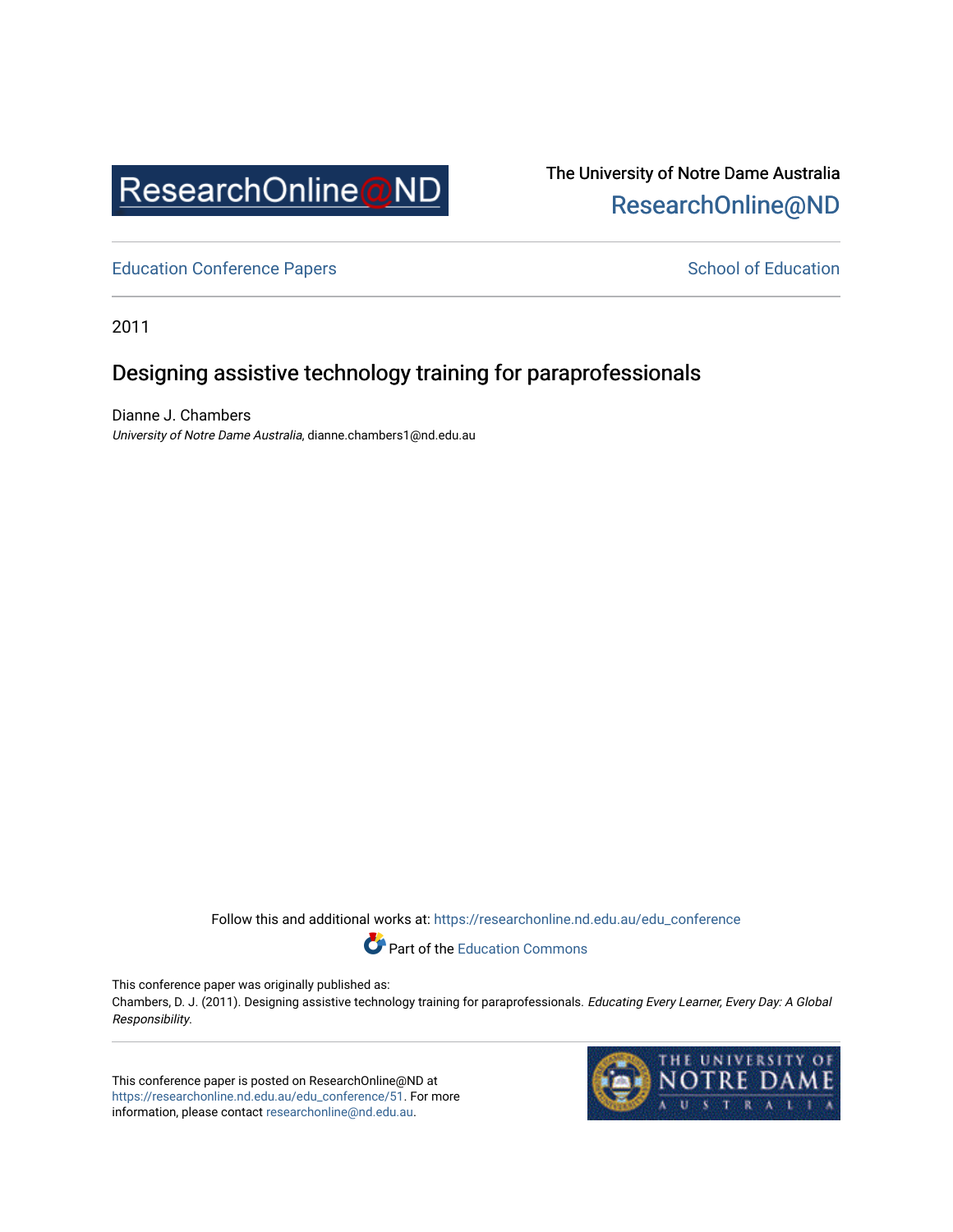The University of Notre Dame Australia
ResearchOnline@ND

Education Conference Papers

School of Education

2011

# Designing assistive technology training for paraprofessionals

Dianne J. Chambers
*University of Notre Dame Australia*, dianne.chambers1@nd.edu.au

Follow this and additional works at: https://researchonline.nd.edu.au/edu_conference

Part of the Education Commons

This conference paper was originally published as:
Chambers, D. J. (2011). Designing assistive technology training for paraprofessionals. *Educating Every Learner, Every Day: A Global Responsibility*.

This conference paper is posted on ResearchOnline@ND at https://researchonline.nd.edu.au/edu_conference/51. For more information, please contact researchonline@nd.edu.au.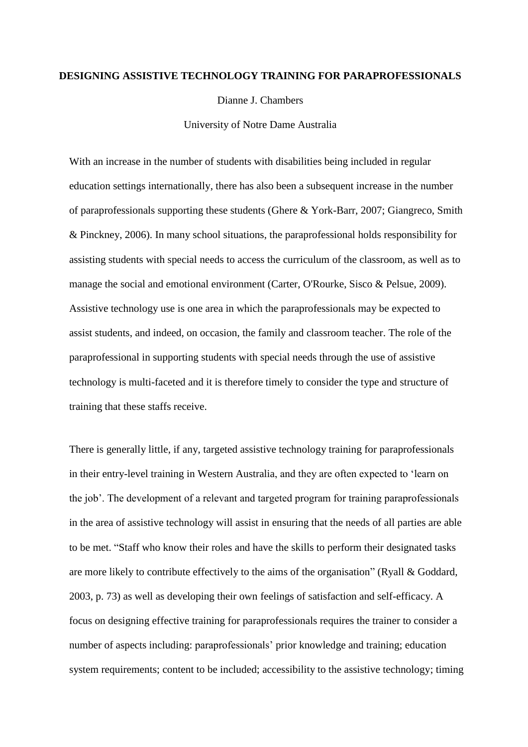**DESIGNING ASSISTIVE TECHNOLOGY TRAINING FOR PARAPROFESSIONALS**

Dianne J. Chambers

University of Notre Dame Australia

With an increase in the number of students with disabilities being included in regular education settings internationally, there has also been a subsequent increase in the number of paraprofessionals supporting these students (Ghere & York-Barr, 2007; Giangreco, Smith & Pinckney, 2006). In many school situations, the paraprofessional holds responsibility for assisting students with special needs to access the curriculum of the classroom, as well as to manage the social and emotional environment (Carter, O'Rourke, Sisco & Pelsue, 2009). Assistive technology use is one area in which the paraprofessionals may be expected to assist students, and indeed, on occasion, the family and classroom teacher. The role of the paraprofessional in supporting students with special needs through the use of assistive technology is multi-faceted and it is therefore timely to consider the type and structure of training that these staffs receive.

There is generally little, if any, targeted assistive technology training for paraprofessionals in their entry-level training in Western Australia, and they are often expected to 'learn on the job'. The development of a relevant and targeted program for training paraprofessionals in the area of assistive technology will assist in ensuring that the needs of all parties are able to be met. "Staff who know their roles and have the skills to perform their designated tasks are more likely to contribute effectively to the aims of the organisation" (Ryall & Goddard, 2003, p. 73) as well as developing their own feelings of satisfaction and self-efficacy. A focus on designing effective training for paraprofessionals requires the trainer to consider a number of aspects including: paraprofessionals' prior knowledge and training; education system requirements; content to be included; accessibility to the assistive technology; timing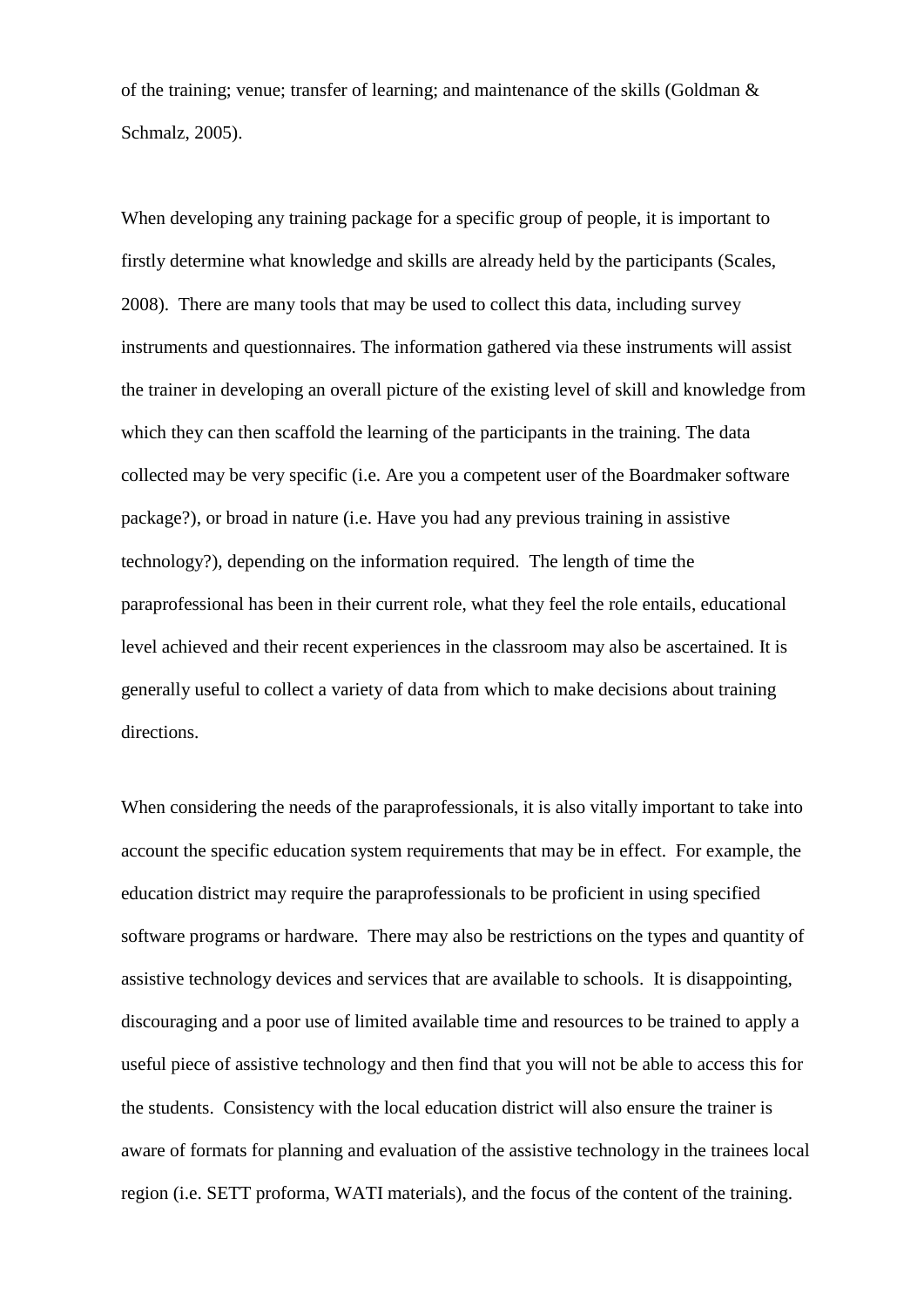of the training; venue; transfer of learning; and maintenance of the skills (Goldman & Schmalz, 2005).

When developing any training package for a specific group of people, it is important to firstly determine what knowledge and skills are already held by the participants (Scales, 2008). There are many tools that may be used to collect this data, including survey instruments and questionnaires. The information gathered via these instruments will assist the trainer in developing an overall picture of the existing level of skill and knowledge from which they can then scaffold the learning of the participants in the training. The data collected may be very specific (i.e. Are you a competent user of the Boardmaker software package?), or broad in nature (i.e. Have you had any previous training in assistive technology?), depending on the information required. The length of time the paraprofessional has been in their current role, what they feel the role entails, educational level achieved and their recent experiences in the classroom may also be ascertained. It is generally useful to collect a variety of data from which to make decisions about training directions.

When considering the needs of the paraprofessionals, it is also vitally important to take into account the specific education system requirements that may be in effect. For example, the education district may require the paraprofessionals to be proficient in using specified software programs or hardware. There may also be restrictions on the types and quantity of assistive technology devices and services that are available to schools. It is disappointing, discouraging and a poor use of limited available time and resources to be trained to apply a useful piece of assistive technology and then find that you will not be able to access this for the students. Consistency with the local education district will also ensure the trainer is aware of formats for planning and evaluation of the assistive technology in the trainees local region (i.e. SETT proforma, WATI materials), and the focus of the content of the training.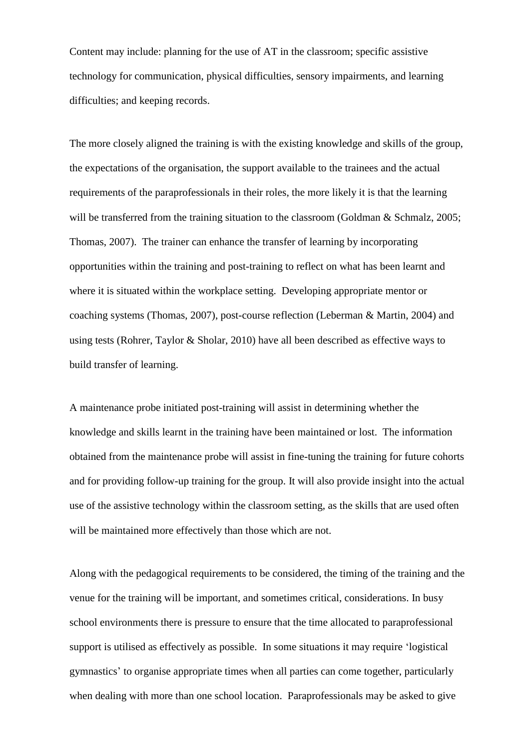Content may include: planning for the use of AT in the classroom; specific assistive technology for communication, physical difficulties, sensory impairments, and learning difficulties; and keeping records.

The more closely aligned the training is with the existing knowledge and skills of the group, the expectations of the organisation, the support available to the trainees and the actual requirements of the paraprofessionals in their roles, the more likely it is that the learning will be transferred from the training situation to the classroom (Goldman & Schmalz, 2005; Thomas, 2007). The trainer can enhance the transfer of learning by incorporating opportunities within the training and post-training to reflect on what has been learnt and where it is situated within the workplace setting. Developing appropriate mentor or coaching systems (Thomas, 2007), post-course reflection (Leberman & Martin, 2004) and using tests (Rohrer, Taylor & Sholar, 2010) have all been described as effective ways to build transfer of learning.

A maintenance probe initiated post-training will assist in determining whether the knowledge and skills learnt in the training have been maintained or lost. The information obtained from the maintenance probe will assist in fine-tuning the training for future cohorts and for providing follow-up training for the group. It will also provide insight into the actual use of the assistive technology within the classroom setting, as the skills that are used often will be maintained more effectively than those which are not.

Along with the pedagogical requirements to be considered, the timing of the training and the venue for the training will be important, and sometimes critical, considerations. In busy school environments there is pressure to ensure that the time allocated to paraprofessional support is utilised as effectively as possible. In some situations it may require 'logistical gymnastics' to organise appropriate times when all parties can come together, particularly when dealing with more than one school location. Paraprofessionals may be asked to give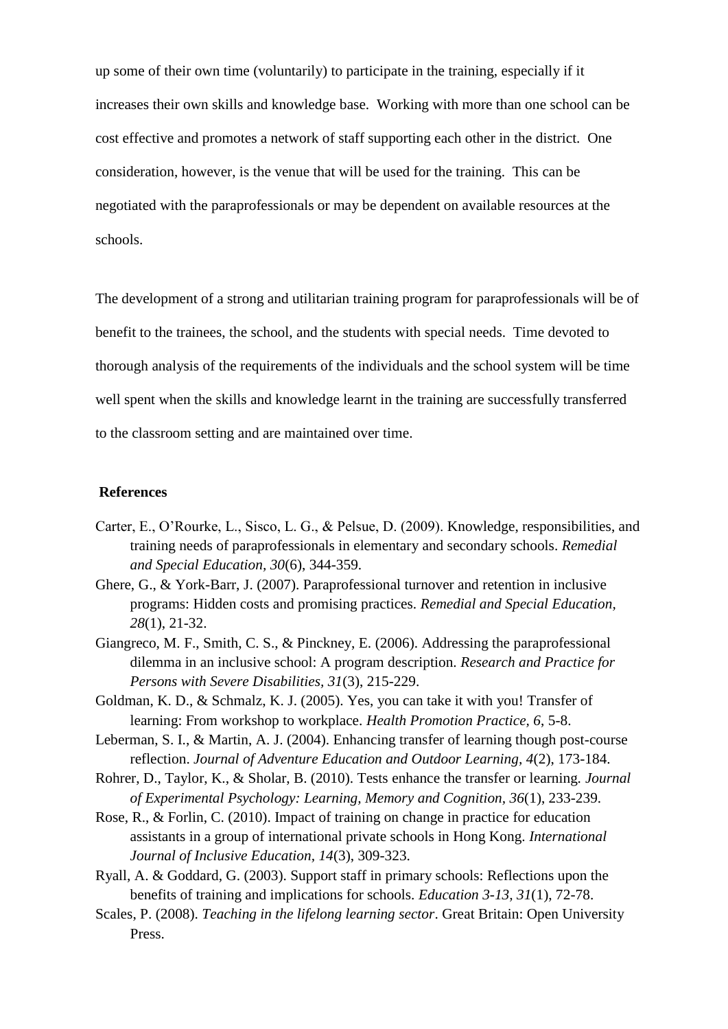up some of their own time (voluntarily) to participate in the training, especially if it increases their own skills and knowledge base. Working with more than one school can be cost effective and promotes a network of staff supporting each other in the district. One consideration, however, is the venue that will be used for the training. This can be negotiated with the paraprofessionals or may be dependent on available resources at the schools.

The development of a strong and utilitarian training program for paraprofessionals will be of benefit to the trainees, the school, and the students with special needs. Time devoted to thorough analysis of the requirements of the individuals and the school system will be time well spent when the skills and knowledge learnt in the training are successfully transferred to the classroom setting and are maintained over time.

**References**

Carter, E., O'Rourke, L., Sisco, L. G., & Pelsue, D. (2009). Knowledge, responsibilities, and training needs of paraprofessionals in elementary and secondary schools. *Remedial and Special Education, 30*(6), 344-359.

Ghere, G., & York-Barr, J. (2007). Paraprofessional turnover and retention in inclusive programs: Hidden costs and promising practices. *Remedial and Special Education, 28*(1), 21-32.

Giangreco, M. F., Smith, C. S., & Pinckney, E. (2006). Addressing the paraprofessional dilemma in an inclusive school: A program description. *Research and Practice for Persons with Severe Disabilities, 31*(3), 215-229.

Goldman, K. D., & Schmalz, K. J. (2005). Yes, you can take it with you! Transfer of learning: From workshop to workplace. *Health Promotion Practice, 6*, 5-8.

Leberman, S. I., & Martin, A. J. (2004). Enhancing transfer of learning though post-course reflection. *Journal of Adventure Education and Outdoor Learning, 4*(2), 173-184.

Rohrer, D., Taylor, K., & Sholar, B. (2010). Tests enhance the transfer or learning. *Journal of Experimental Psychology: Learning, Memory and Cognition, 36*(1), 233-239.

Rose, R., & Forlin, C. (2010). Impact of training on change in practice for education assistants in a group of international private schools in Hong Kong. *International Journal of Inclusive Education, 14*(3), 309-323.

Ryall, A. & Goddard, G. (2003). Support staff in primary schools: Reflections upon the benefits of training and implications for schools. *Education 3-13, 31*(1), 72-78.

Scales, P. (2008). *Teaching in the lifelong learning sector*. Great Britain: Open University Press.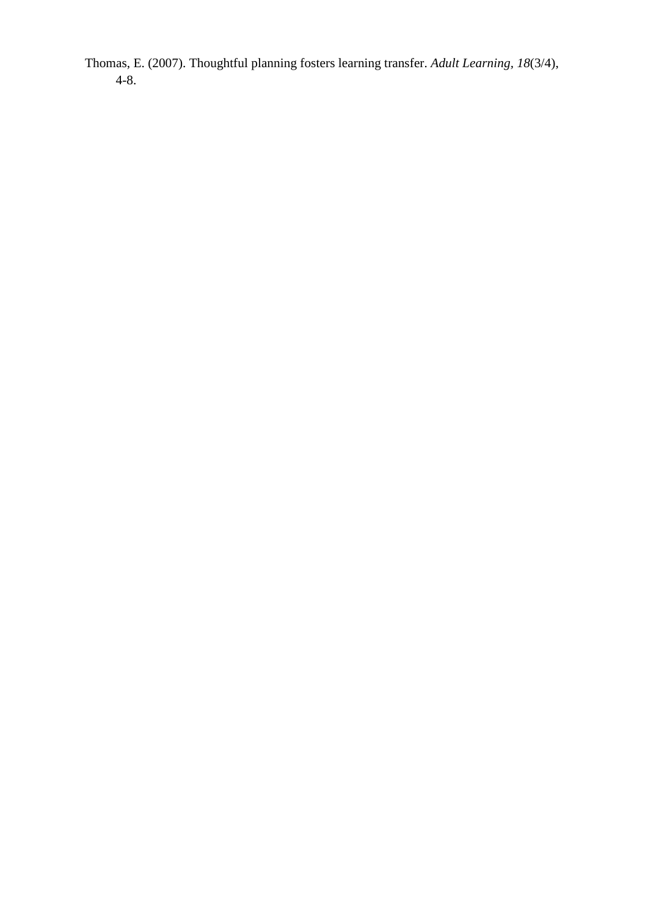Thomas, E. (2007). Thoughtful planning fosters learning transfer. *Adult Learning, 18*(3/4), 4-8.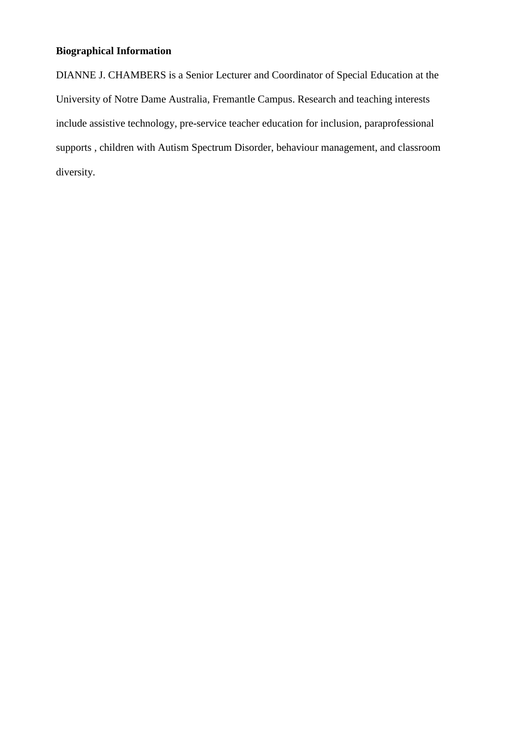**Biographical Information**

DIANNE J. CHAMBERS is a Senior Lecturer and Coordinator of Special Education at the University of Notre Dame Australia, Fremantle Campus. Research and teaching interests include assistive technology, pre-service teacher education for inclusion, paraprofessional supports , children with Autism Spectrum Disorder, behaviour management, and classroom diversity.